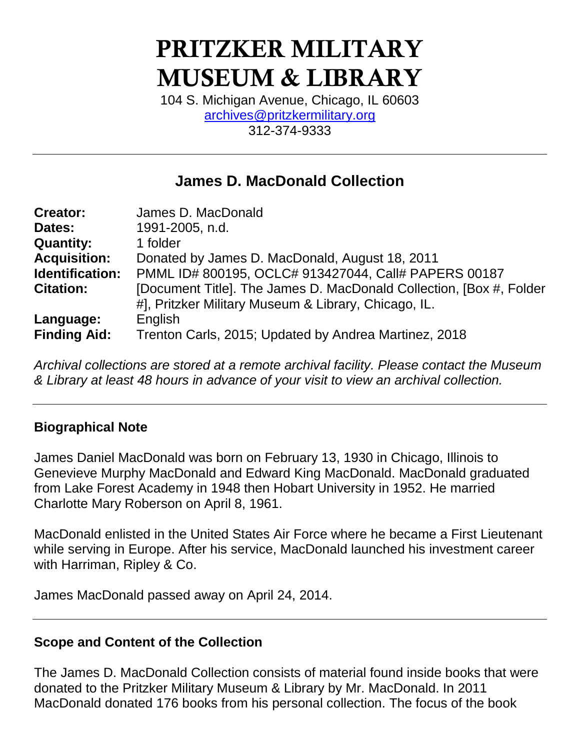# PRITZKER MILITARY MUSEUM & LIBRARY

104 S. Michigan Avenue, Chicago, IL 60603
archives@pritzkermilitary.org
312-374-9333

---

## James D. MacDonald Collection

| | |
|---|---|
| **Creator:** | James D. MacDonald |
| **Dates:** | 1991-2005, n.d. |
| **Quantity:** | 1 folder |
| **Acquisition:** | Donated by James D. MacDonald, August 18, 2011 |
| **Identification:** | PMML ID# 800195, OCLC# 913427044, Call# PAPERS 00187 |
| **Citation:** | [Document Title]. The James D. MacDonald Collection, [Box #, Folder #], Pritzker Military Museum & Library, Chicago, IL. |
| **Language:** | English |
| **Finding Aid:** | Trenton Carls, 2015; Updated by Andrea Martinez, 2018 |

*Archival collections are stored at a remote archival facility. Please contact the Museum & Library at least 48 hours in advance of your visit to view an archival collection.*

---

### Biographical Note

James Daniel MacDonald was born on February 13, 1930 in Chicago, Illinois to Genevieve Murphy MacDonald and Edward King MacDonald. MacDonald graduated from Lake Forest Academy in 1948 then Hobart University in 1952. He married Charlotte Mary Roberson on April 8, 1961.

MacDonald enlisted in the United States Air Force where he became a First Lieutenant while serving in Europe. After his service, MacDonald launched his investment career with Harriman, Ripley & Co.

James MacDonald passed away on April 24, 2014.

---

### Scope and Content of the Collection

The James D. MacDonald Collection consists of material found inside books that were donated to the Pritzker Military Museum & Library by Mr. MacDonald. In 2011 MacDonald donated 176 books from his personal collection. The focus of the book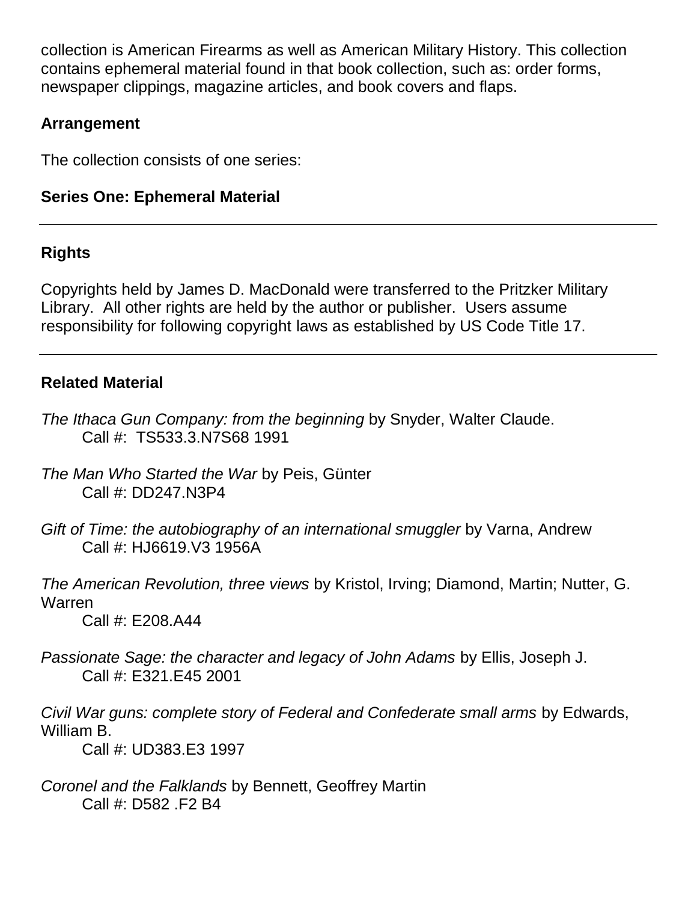collection is American Firearms as well as American Military History. This collection contains ephemeral material found in that book collection, such as: order forms, newspaper clippings, magazine articles, and book covers and flaps.

### Arrangement

The collection consists of one series:

**Series One: Ephemeral Material**

---

### Rights

Copyrights held by James D. MacDonald were transferred to the Pritzker Military Library. All other rights are held by the author or publisher. Users assume responsibility for following copyright laws as established by US Code Title 17.

---

### Related Material

*The Ithaca Gun Company: from the beginning* by Snyder, Walter Claude.
Call #: TS533.3.N7S68 1991

*The Man Who Started the War* by Peis, Günter
Call #: DD247.N3P4

*Gift of Time: the autobiography of an international smuggler* by Varna, Andrew
Call #: HJ6619.V3 1956A

*The American Revolution, three views* by Kristol, Irving; Diamond, Martin; Nutter, G. Warren
Call #: E208.A44

*Passionate Sage: the character and legacy of John Adams* by Ellis, Joseph J.
Call #: E321.E45 2001

*Civil War guns: complete story of Federal and Confederate small arms* by Edwards, William B.
Call #: UD383.E3 1997

*Coronel and the Falklands* by Bennett, Geoffrey Martin
Call #: D582 .F2 B4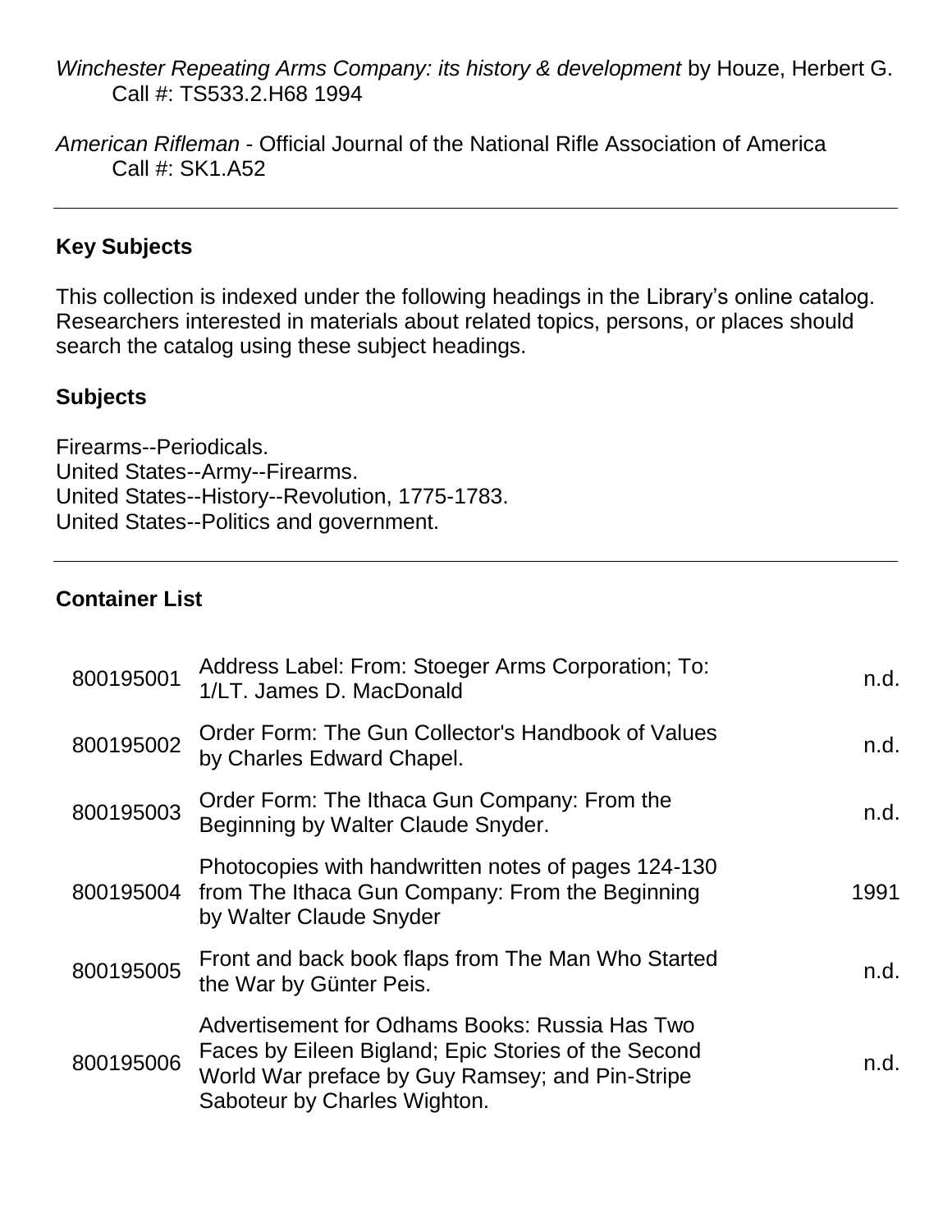*Winchester Repeating Arms Company: its history & development* by Houze, Herbert G.
Call #: TS533.2.H68 1994

*American Rifleman* - Official Journal of the National Rifle Association of America
Call #: SK1.A52

---

## Key Subjects

This collection is indexed under the following headings in the Library's online catalog. Researchers interested in materials about related topics, persons, or places should search the catalog using these subject headings.

### Subjects

Firearms--Periodicals.
United States--Army--Firearms.
United States--History--Revolution, 1775-1783.
United States--Politics and government.

---

## Container List

| | | |
|---|---|---|
| 800195001 | Address Label: From: Stoeger Arms Corporation; To: 1/LT. James D. MacDonald | n.d. |
| 800195002 | Order Form: The Gun Collector's Handbook of Values by Charles Edward Chapel. | n.d. |
| 800195003 | Order Form: The Ithaca Gun Company: From the Beginning by Walter Claude Snyder. | n.d. |
| 800195004 | Photocopies with handwritten notes of pages 124-130 from The Ithaca Gun Company: From the Beginning by Walter Claude Snyder | 1991 |
| 800195005 | Front and back book flaps from The Man Who Started the War by Günter Peis. | n.d. |
| 800195006 | Advertisement for Odhams Books: Russia Has Two Faces by Eileen Bigland; Epic Stories of the Second World War preface by Guy Ramsey; and Pin-Stripe Saboteur by Charles Wighton. | n.d. |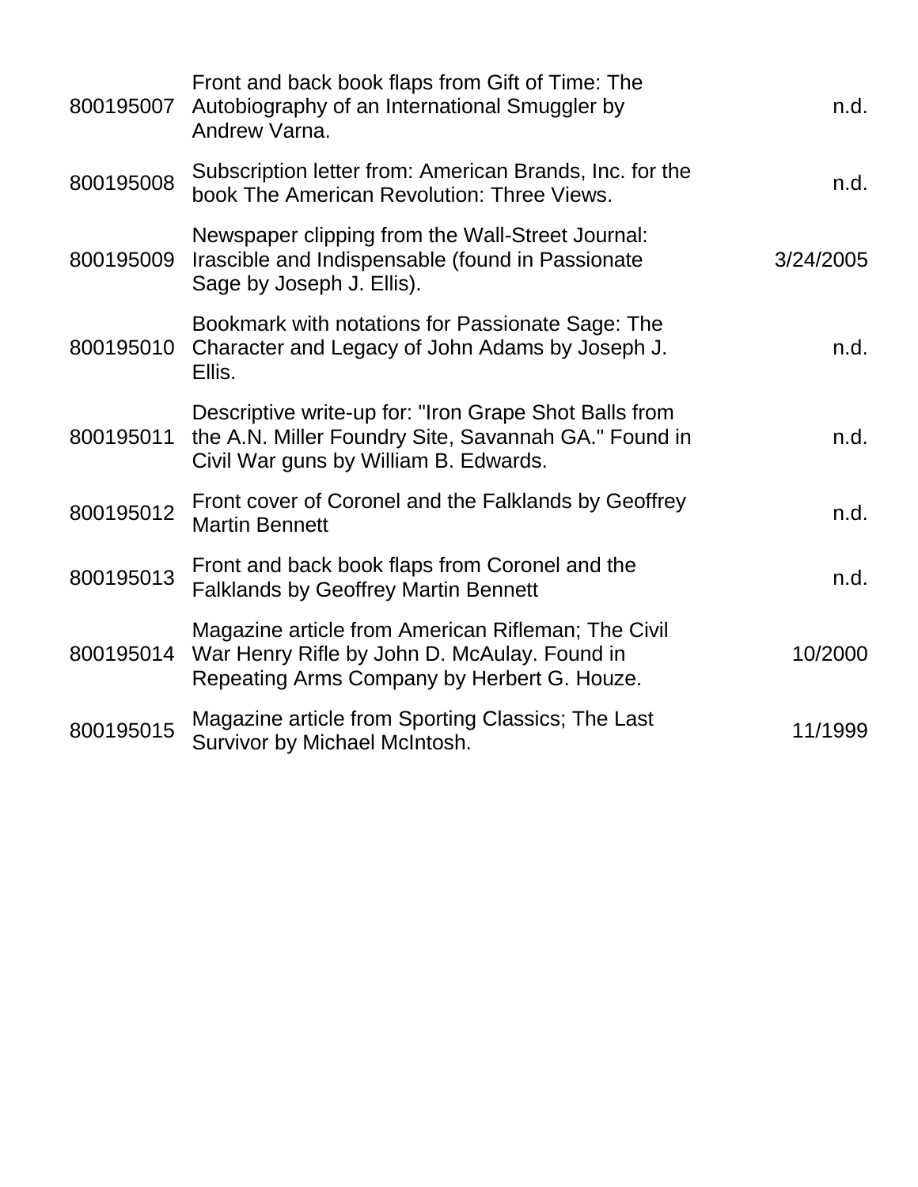| | | |
|---|---|---|
| 800195007 | Front and back book flaps from Gift of Time: The Autobiography of an International Smuggler by Andrew Varna. | n.d. |
| 800195008 | Subscription letter from: American Brands, Inc. for the book The American Revolution: Three Views. | n.d. |
| 800195009 | Newspaper clipping from the Wall-Street Journal: Irascible and Indispensable (found in Passionate Sage by Joseph J. Ellis). | 3/24/2005 |
| 800195010 | Bookmark with notations for Passionate Sage: The Character and Legacy of John Adams by Joseph J. Ellis. | n.d. |
| 800195011 | Descriptive write-up for: "Iron Grape Shot Balls from the A.N. Miller Foundry Site, Savannah GA." Found in Civil War guns by William B. Edwards. | n.d. |
| 800195012 | Front cover of Coronel and the Falklands by Geoffrey Martin Bennett | n.d. |
| 800195013 | Front and back book flaps from Coronel and the Falklands by Geoffrey Martin Bennett | n.d. |
| 800195014 | Magazine article from American Rifleman; The Civil War Henry Rifle by John D. McAulay. Found in Repeating Arms Company by Herbert G. Houze. | 10/2000 |
| 800195015 | Magazine article from Sporting Classics; The Last Survivor by Michael McIntosh. | 11/1999 |